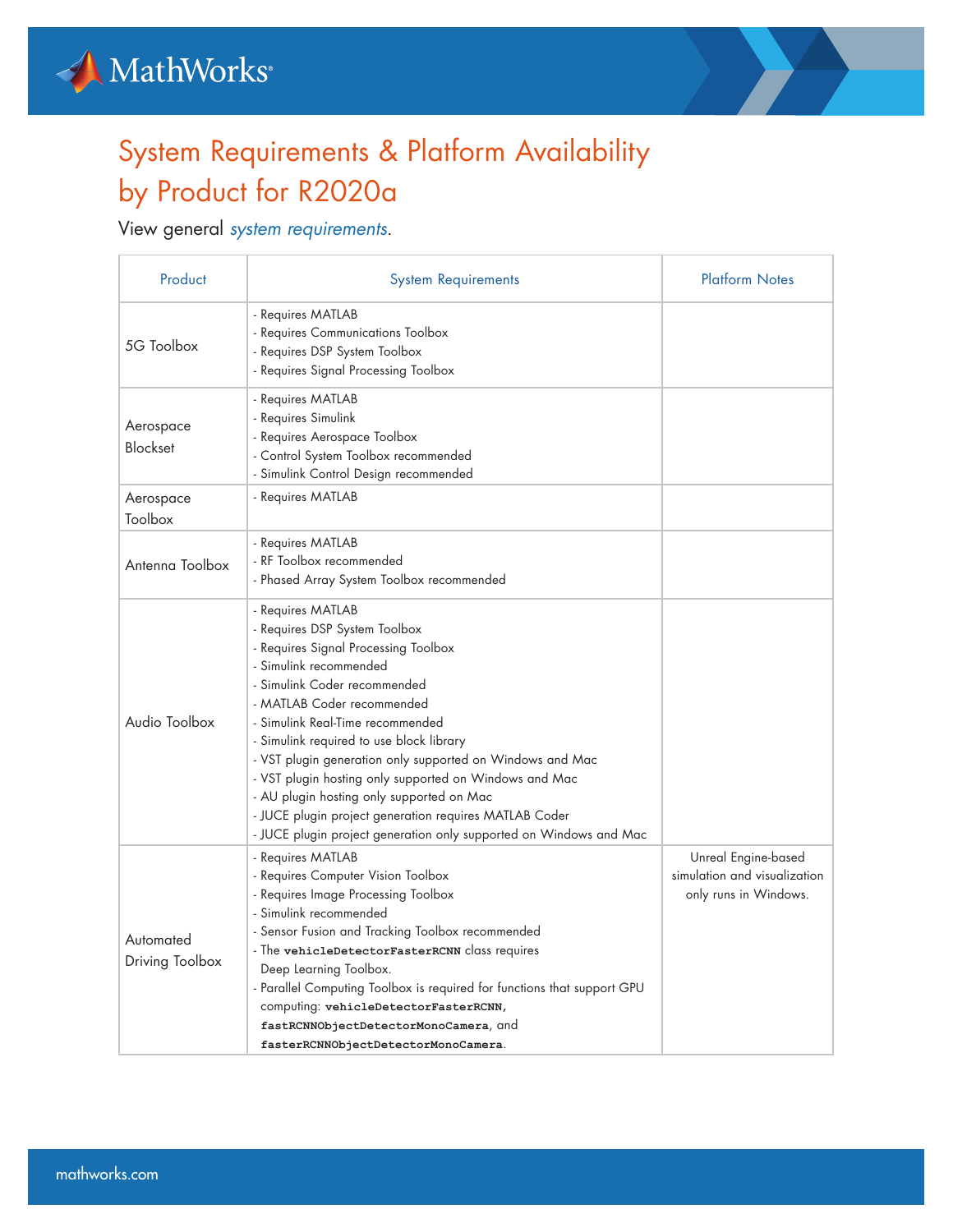# System Requirements & Platform Availability by Product for R2020a

View general *system requirements*.

| Product | System Requirements | Platform Notes |
|---|---|---|
| 5G Toolbox | - Requires MATLAB<br>- Requires Communications Toolbox<br>- Requires DSP System Toolbox<br>- Requires Signal Processing Toolbox | |
| Aerospace Blockset | - Requires MATLAB<br>- Requires Simulink<br>- Requires Aerospace Toolbox<br>- Control System Toolbox recommended<br>- Simulink Control Design recommended | |
| Aerospace Toolbox | - Requires MATLAB | |
| Antenna Toolbox | - Requires MATLAB<br>- RF Toolbox recommended<br>- Phased Array System Toolbox recommended | |
| Audio Toolbox | - Requires MATLAB<br>- Requires DSP System Toolbox<br>- Requires Signal Processing Toolbox<br>- Simulink recommended<br>- Simulink Coder recommended<br>- MATLAB Coder recommended<br>- Simulink Real-Time recommended<br>- Simulink required to use block library<br>- VST plugin generation only supported on Windows and Mac<br>- VST plugin hosting only supported on Windows and Mac<br>- AU plugin hosting only supported on Mac<br>- JUCE plugin project generation requires MATLAB Coder<br>- JUCE plugin project generation only supported on Windows and Mac | |
| Automated Driving Toolbox | - Requires MATLAB<br>- Requires Computer Vision Toolbox<br>- Requires Image Processing Toolbox<br>- Simulink recommended<br>- Sensor Fusion and Tracking Toolbox recommended<br>- The `vehicleDetectorFasterRCNN` class requires Deep Learning Toolbox.<br>- Parallel Computing Toolbox is required for functions that support GPU computing: `vehicleDetectorFasterRCNN`, `fastRCNNObjectDetectorMonoCamera`, and `fasterRCNNObjectDetectorMonoCamera`. | Unreal Engine-based simulation and visualization only runs in Windows. |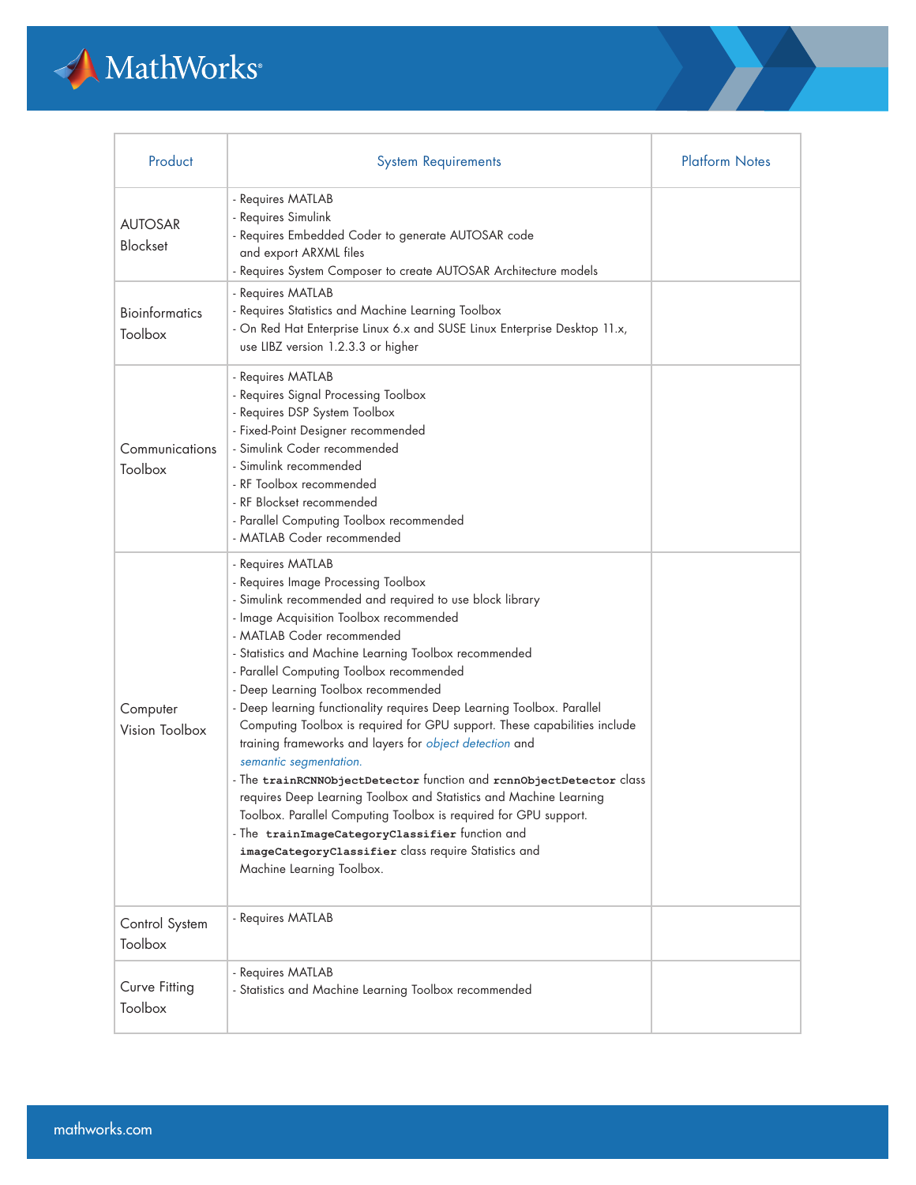| Product | System Requirements | Platform Notes |
|---|---|---|
| AUTOSAR Blockset | - Requires MATLAB<br>- Requires Simulink<br>- Requires Embedded Coder to generate AUTOSAR code and export ARXML files<br>- Requires System Composer to create AUTOSAR Architecture models | |
| Bioinformatics Toolbox | - Requires MATLAB<br>- Requires Statistics and Machine Learning Toolbox<br>- On Red Hat Enterprise Linux 6.x and SUSE Linux Enterprise Desktop 11.x, use LIBZ version 1.2.3.3 or higher | |
| Communications Toolbox | - Requires MATLAB<br>- Requires Signal Processing Toolbox<br>- Requires DSP System Toolbox<br>- Fixed-Point Designer recommended<br>- Simulink Coder recommended<br>- Simulink recommended<br>- RF Toolbox recommended<br>- RF Blockset recommended<br>- Parallel Computing Toolbox recommended<br>- MATLAB Coder recommended | |
| Computer Vision Toolbox | - Requires MATLAB<br>- Requires Image Processing Toolbox<br>- Simulink recommended and required to use block library<br>- Image Acquisition Toolbox recommended<br>- MATLAB Coder recommended<br>- Statistics and Machine Learning Toolbox recommended<br>- Parallel Computing Toolbox recommended<br>- Deep Learning Toolbox recommended<br>- Deep learning functionality requires Deep Learning Toolbox. Parallel Computing Toolbox is required for GPU support. These capabilities include training frameworks and layers for *object detection* and *semantic segmentation.*<br>- The `trainRCNNObjectDetector` function and `rcnnObjectDetector` class requires Deep Learning Toolbox and Statistics and Machine Learning Toolbox. Parallel Computing Toolbox is required for GPU support.<br>- The `trainImageCategoryClassifier` function and `imageCategoryClassifier` class require Statistics and Machine Learning Toolbox. | |
| Control System Toolbox | - Requires MATLAB | |
| Curve Fitting Toolbox | - Requires MATLAB<br>- Statistics and Machine Learning Toolbox recommended | |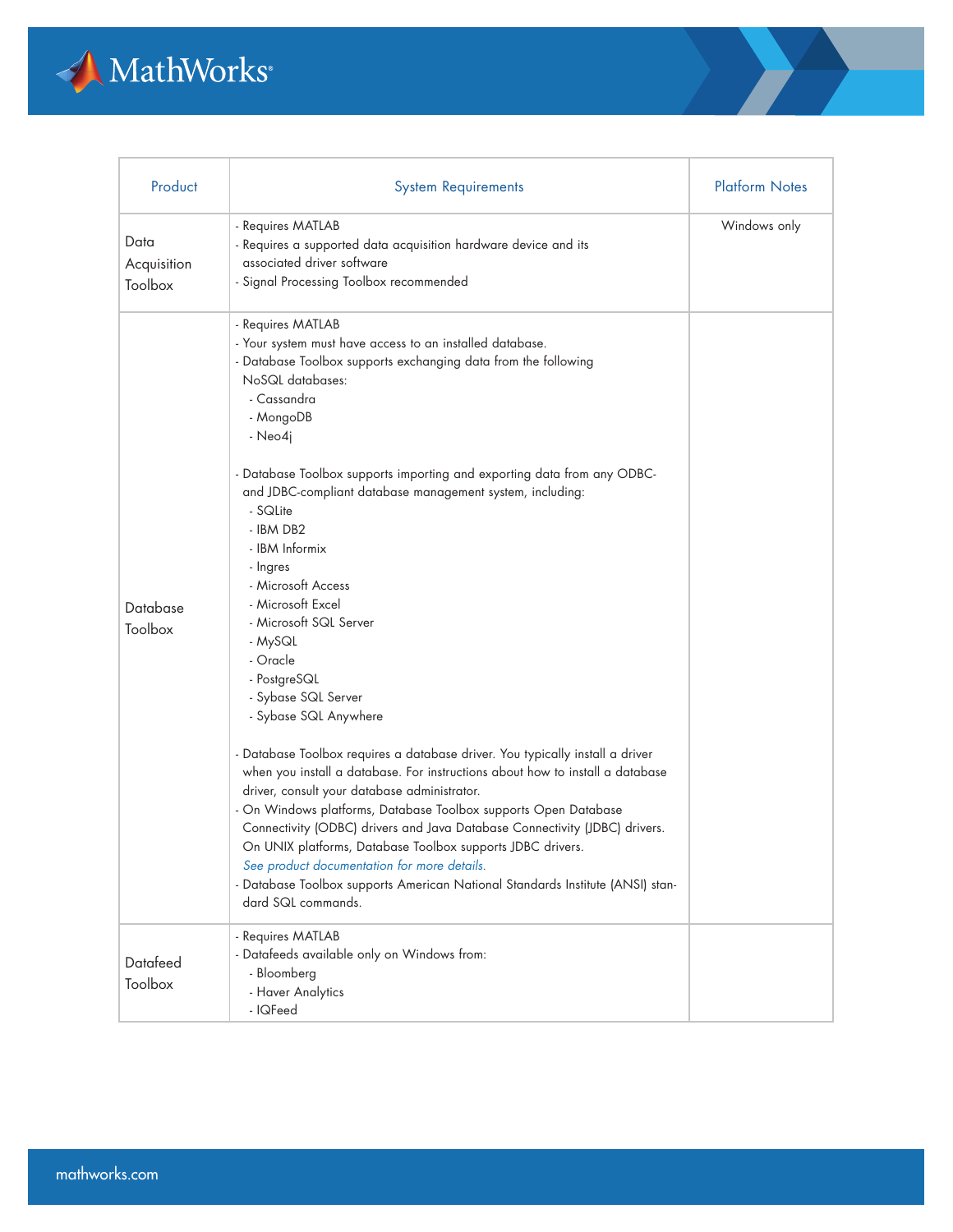| Product | System Requirements | Platform Notes |
| --- | --- | --- |
| Data Acquisition Toolbox | - Requires MATLAB<br>- Requires a supported data acquisition hardware device and its associated driver software<br>- Signal Processing Toolbox recommended | Windows only |
| Database Toolbox | - Requires MATLAB<br>- Your system must have access to an installed database.<br>- Database Toolbox supports exchanging data from the following NoSQL databases:<br>&nbsp;&nbsp;- Cassandra<br>&nbsp;&nbsp;- MongoDB<br>&nbsp;&nbsp;- Neo4j<br><br>- Database Toolbox supports importing and exporting data from any ODBC- and JDBC-compliant database management system, including:<br>&nbsp;&nbsp;- SQLite<br>&nbsp;&nbsp;- IBM DB2<br>&nbsp;&nbsp;- IBM Informix<br>&nbsp;&nbsp;- Ingres<br>&nbsp;&nbsp;- Microsoft Access<br>&nbsp;&nbsp;- Microsoft Excel<br>&nbsp;&nbsp;- Microsoft SQL Server<br>&nbsp;&nbsp;- MySQL<br>&nbsp;&nbsp;- Oracle<br>&nbsp;&nbsp;- PostgreSQL<br>&nbsp;&nbsp;- Sybase SQL Server<br>&nbsp;&nbsp;- Sybase SQL Anywhere<br><br>- Database Toolbox requires a database driver. You typically install a driver when you install a database. For instructions about how to install a database driver, consult your database administrator.<br>- On Windows platforms, Database Toolbox supports Open Database Connectivity (ODBC) drivers and Java Database Connectivity (JDBC) drivers. On UNIX platforms, Database Toolbox supports JDBC drivers. *See product documentation for more details.*<br>- Database Toolbox supports American National Standards Institute (ANSI) standard SQL commands. | |
| Datafeed Toolbox | - Requires MATLAB<br>- Datafeeds available only on Windows from:<br>&nbsp;&nbsp;- Bloomberg<br>&nbsp;&nbsp;- Haver Analytics<br>&nbsp;&nbsp;- IQFeed | |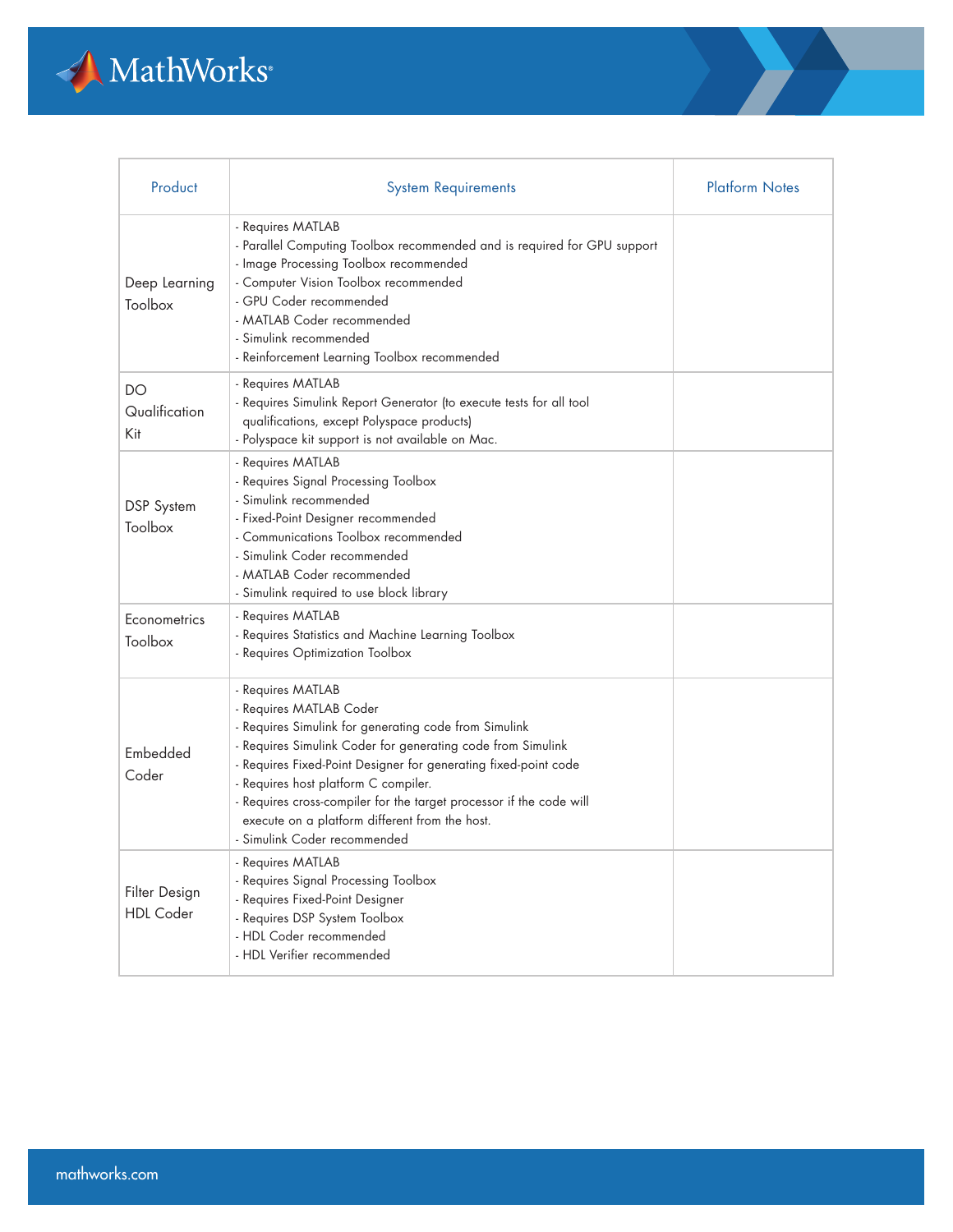| Product | System Requirements | Platform Notes |
|---|---|---|
| Deep Learning Toolbox | - Requires MATLAB<br>- Parallel Computing Toolbox recommended and is required for GPU support<br>- Image Processing Toolbox recommended<br>- Computer Vision Toolbox recommended<br>- GPU Coder recommended<br>- MATLAB Coder recommended<br>- Simulink recommended<br>- Reinforcement Learning Toolbox recommended | |
| DO Qualification Kit | - Requires MATLAB<br>- Requires Simulink Report Generator (to execute tests for all tool qualifications, except Polyspace products)<br>- Polyspace kit support is not available on Mac. | |
| DSP System Toolbox | - Requires MATLAB<br>- Requires Signal Processing Toolbox<br>- Simulink recommended<br>- Fixed-Point Designer recommended<br>- Communications Toolbox recommended<br>- Simulink Coder recommended<br>- MATLAB Coder recommended<br>- Simulink required to use block library | |
| Econometrics Toolbox | - Requires MATLAB<br>- Requires Statistics and Machine Learning Toolbox<br>- Requires Optimization Toolbox | |
| Embedded Coder | - Requires MATLAB<br>- Requires MATLAB Coder<br>- Requires Simulink for generating code from Simulink<br>- Requires Simulink Coder for generating code from Simulink<br>- Requires Fixed-Point Designer for generating fixed-point code<br>- Requires host platform C compiler.<br>- Requires cross-compiler for the target processor if the code will execute on a platform different from the host.<br>- Simulink Coder recommended | |
| Filter Design HDL Coder | - Requires MATLAB<br>- Requires Signal Processing Toolbox<br>- Requires Fixed-Point Designer<br>- Requires DSP System Toolbox<br>- HDL Coder recommended<br>- HDL Verifier recommended | |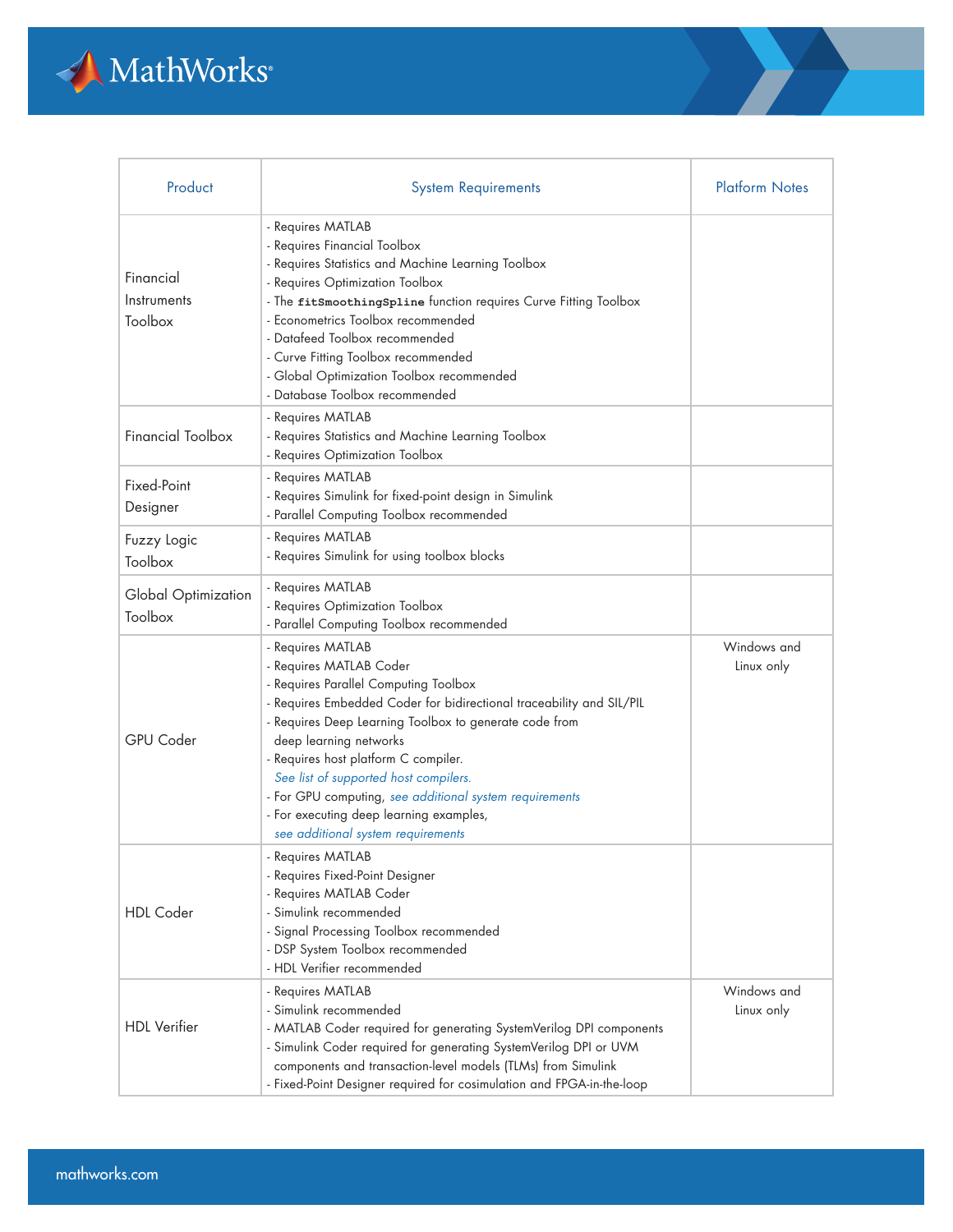| Product | System Requirements | Platform Notes |
|---|---|---|
| Financial Instruments Toolbox | - Requires MATLAB<br>- Requires Financial Toolbox<br>- Requires Statistics and Machine Learning Toolbox<br>- Requires Optimization Toolbox<br>- The `fitSmoothingSpline` function requires Curve Fitting Toolbox<br>- Econometrics Toolbox recommended<br>- Datafeed Toolbox recommended<br>- Curve Fitting Toolbox recommended<br>- Global Optimization Toolbox recommended<br>- Database Toolbox recommended | |
| Financial Toolbox | - Requires MATLAB<br>- Requires Statistics and Machine Learning Toolbox<br>- Requires Optimization Toolbox | |
| Fixed-Point Designer | - Requires MATLAB<br>- Requires Simulink for fixed-point design in Simulink<br>- Parallel Computing Toolbox recommended | |
| Fuzzy Logic Toolbox | - Requires MATLAB<br>- Requires Simulink for using toolbox blocks | |
| Global Optimization Toolbox | - Requires MATLAB<br>- Requires Optimization Toolbox<br>- Parallel Computing Toolbox recommended | |
| GPU Coder | - Requires MATLAB<br>- Requires MATLAB Coder<br>- Requires Parallel Computing Toolbox<br>- Requires Embedded Coder for bidirectional traceability and SIL/PIL<br>- Requires Deep Learning Toolbox to generate code from deep learning networks<br>- Requires host platform C compiler. *See list of supported host compilers.*<br>- For GPU computing, *see additional system requirements*<br>- For executing deep learning examples, *see additional system requirements* | Windows and Linux only |
| HDL Coder | - Requires MATLAB<br>- Requires Fixed-Point Designer<br>- Requires MATLAB Coder<br>- Simulink recommended<br>- Signal Processing Toolbox recommended<br>- DSP System Toolbox recommended<br>- HDL Verifier recommended | |
| HDL Verifier | - Requires MATLAB<br>- Simulink recommended<br>- MATLAB Coder required for generating SystemVerilog DPI components<br>- Simulink Coder required for generating SystemVerilog DPI or UVM components and transaction-level models (TLMs) from Simulink<br>- Fixed-Point Designer required for cosimulation and FPGA-in-the-loop | Windows and Linux only |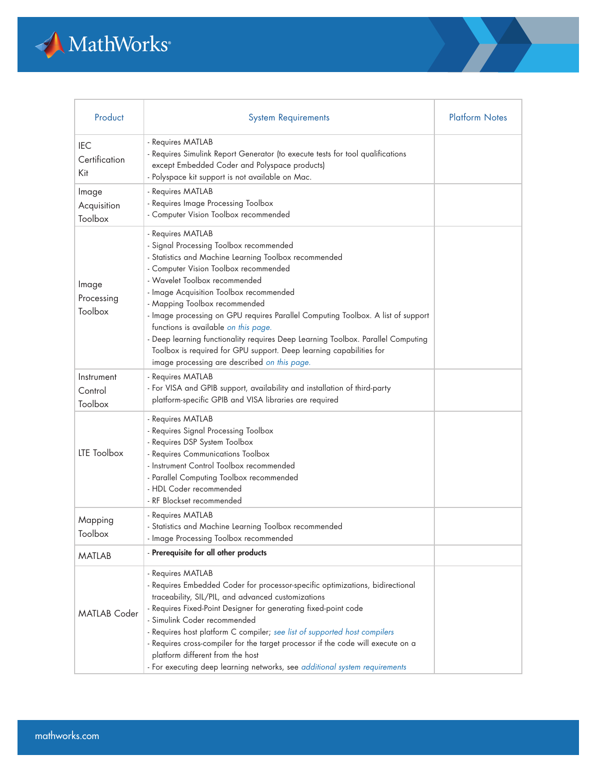| Product | System Requirements | Platform Notes |
|---|---|---|
| IEC Certification Kit | - Requires MATLAB<br>- Requires Simulink Report Generator (to execute tests for tool qualifications except Embedded Coder and Polyspace products)<br>- Polyspace kit support is not available on Mac. | |
| Image Acquisition Toolbox | - Requires MATLAB<br>- Requires Image Processing Toolbox<br>- Computer Vision Toolbox recommended | |
| Image Processing Toolbox | - Requires MATLAB<br>- Signal Processing Toolbox recommended<br>- Statistics and Machine Learning Toolbox recommended<br>- Computer Vision Toolbox recommended<br>- Wavelet Toolbox recommended<br>- Image Acquisition Toolbox recommended<br>- Mapping Toolbox recommended<br>- Image processing on GPU requires Parallel Computing Toolbox. A list of support functions is available *on this page.*<br>- Deep learning functionality requires Deep Learning Toolbox. Parallel Computing Toolbox is required for GPU support. Deep learning capabilities for image processing are described *on this page.* | |
| Instrument Control Toolbox | - Requires MATLAB<br>- For VISA and GPIB support, availability and installation of third-party platform-specific GPIB and VISA libraries are required | |
| LTE Toolbox | - Requires MATLAB<br>- Requires Signal Processing Toolbox<br>- Requires DSP System Toolbox<br>- Requires Communications Toolbox<br>- Instrument Control Toolbox recommended<br>- Parallel Computing Toolbox recommended<br>- HDL Coder recommended<br>- RF Blockset recommended | |
| Mapping Toolbox | - Requires MATLAB<br>- Statistics and Machine Learning Toolbox recommended<br>- Image Processing Toolbox recommended | |
| MATLAB | - **Prerequisite for all other products** | |
| MATLAB Coder | - Requires MATLAB<br>- Requires Embedded Coder for processor-specific optimizations, bidirectional traceability, SIL/PIL, and advanced customizations<br>- Requires Fixed-Point Designer for generating fixed-point code<br>- Simulink Coder recommended<br>- Requires host platform C compiler; *see list of supported host compilers*<br>- Requires cross-compiler for the target processor if the code will execute on a platform different from the host<br>- For executing deep learning networks, see *additional system requirements* | |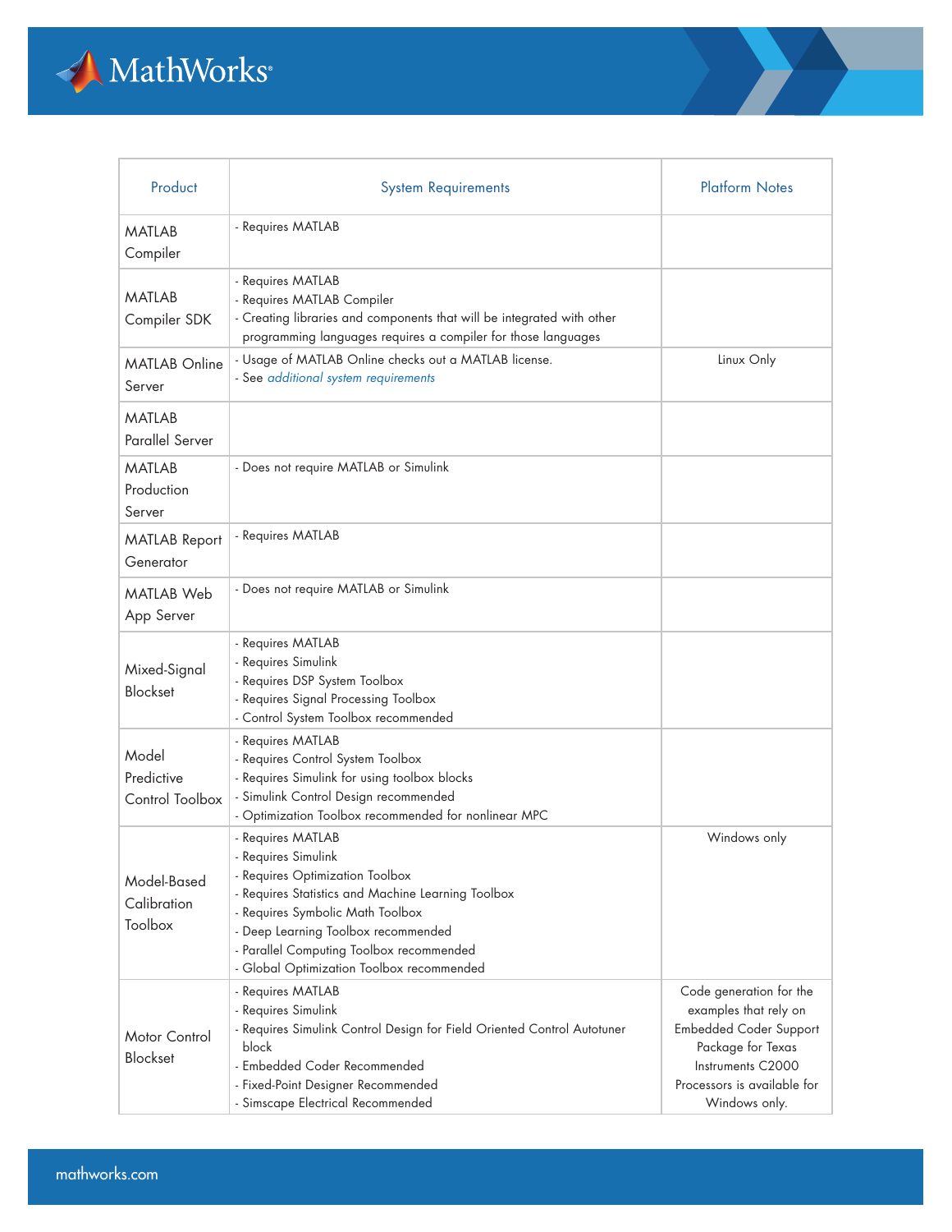| Product | System Requirements | Platform Notes |
| --- | --- | --- |
| MATLAB Compiler | - Requires MATLAB | |
| MATLAB Compiler SDK | - Requires MATLAB<br>- Requires MATLAB Compiler<br>- Creating libraries and components that will be integrated with other programming languages requires a compiler for those languages | |
| MATLAB Online Server | - Usage of MATLAB Online checks out a MATLAB license.<br>- See *additional system requirements* | Linux Only |
| MATLAB Parallel Server | | |
| MATLAB Production Server | - Does not require MATLAB or Simulink | |
| MATLAB Report Generator | - Requires MATLAB | |
| MATLAB Web App Server | - Does not require MATLAB or Simulink | |
| Mixed-Signal Blockset | - Requires MATLAB<br>- Requires Simulink<br>- Requires DSP System Toolbox<br>- Requires Signal Processing Toolbox<br>- Control System Toolbox recommended | |
| Model Predictive Control Toolbox | - Requires MATLAB<br>- Requires Control System Toolbox<br>- Requires Simulink for using toolbox blocks<br>- Simulink Control Design recommended<br>- Optimization Toolbox recommended for nonlinear MPC | |
| Model-Based Calibration Toolbox | - Requires MATLAB<br>- Requires Simulink<br>- Requires Optimization Toolbox<br>- Requires Statistics and Machine Learning Toolbox<br>- Requires Symbolic Math Toolbox<br>- Deep Learning Toolbox recommended<br>- Parallel Computing Toolbox recommended<br>- Global Optimization Toolbox recommended | Windows only |
| Motor Control Blockset | - Requires MATLAB<br>- Requires Simulink<br>- Requires Simulink Control Design for Field Oriented Control Autotuner block<br>- Embedded Coder Recommended<br>- Fixed-Point Designer Recommended<br>- Simscape Electrical Recommended | Code generation for the examples that rely on Embedded Coder Support Package for Texas Instruments C2000 Processors is available for Windows only. |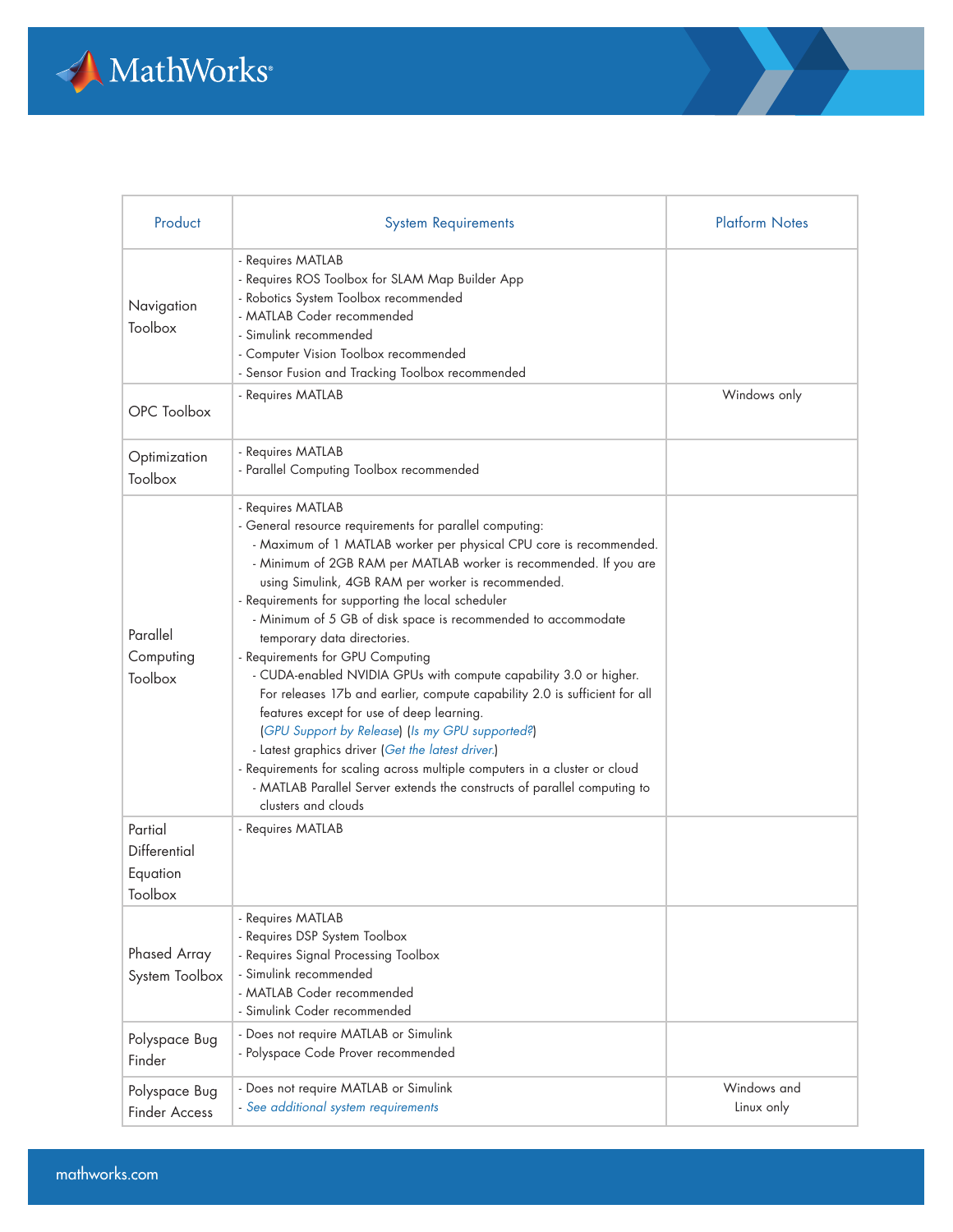| Product | System Requirements | Platform Notes |
|---|---|---|
| Navigation Toolbox | - Requires MATLAB<br>- Requires ROS Toolbox for SLAM Map Builder App<br>- Robotics System Toolbox recommended<br>- MATLAB Coder recommended<br>- Simulink recommended<br>- Computer Vision Toolbox recommended<br>- Sensor Fusion and Tracking Toolbox recommended | |
| OPC Toolbox | - Requires MATLAB | Windows only |
| Optimization Toolbox | - Requires MATLAB<br>- Parallel Computing Toolbox recommended | |
| Parallel Computing Toolbox | - Requires MATLAB<br>- General resource requirements for parallel computing:<br>&nbsp;&nbsp;- Maximum of 1 MATLAB worker per physical CPU core is recommended.<br>&nbsp;&nbsp;- Minimum of 2GB RAM per MATLAB worker is recommended. If you are using Simulink, 4GB RAM per worker is recommended.<br>- Requirements for supporting the local scheduler<br>&nbsp;&nbsp;- Minimum of 5 GB of disk space is recommended to accommodate temporary data directories.<br>- Requirements for GPU Computing<br>&nbsp;&nbsp;- CUDA-enabled NVIDIA GPUs with compute capability 3.0 or higher. For releases 17b and earlier, compute capability 2.0 is sufficient for all features except for use of deep learning. (*GPU Support by Release*) (*Is my GPU supported?*)<br>&nbsp;&nbsp;- Latest graphics driver (*Get the latest driver.*)<br>- Requirements for scaling across multiple computers in a cluster or cloud<br>&nbsp;&nbsp;- MATLAB Parallel Server extends the constructs of parallel computing to clusters and clouds | |
| Partial Differential Equation Toolbox | - Requires MATLAB | |
| Phased Array System Toolbox | - Requires MATLAB<br>- Requires DSP System Toolbox<br>- Requires Signal Processing Toolbox<br>- Simulink recommended<br>- MATLAB Coder recommended<br>- Simulink Coder recommended | |
| Polyspace Bug Finder | - Does not require MATLAB or Simulink<br>- Polyspace Code Prover recommended | |
| Polyspace Bug Finder Access | - Does not require MATLAB or Simulink<br>- *See additional system requirements* | Windows and Linux only |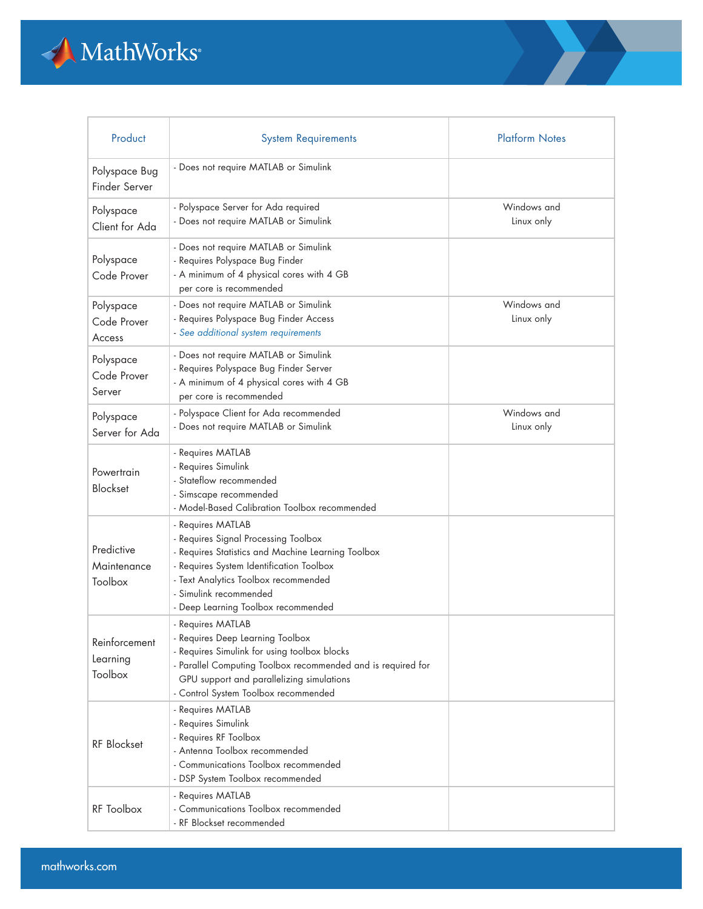| Product | System Requirements | Platform Notes |
|---|---|---|
| Polyspace Bug Finder Server | - Does not require MATLAB or Simulink | |
| Polyspace Client for Ada | - Polyspace Server for Ada required<br>- Does not require MATLAB or Simulink | Windows and Linux only |
| Polyspace Code Prover | - Does not require MATLAB or Simulink<br>- Requires Polyspace Bug Finder<br>- A minimum of 4 physical cores with 4 GB per core is recommended | |
| Polyspace Code Prover Access | - Does not require MATLAB or Simulink<br>- Requires Polyspace Bug Finder Access<br>- *See additional system requirements* | Windows and Linux only |
| Polyspace Code Prover Server | - Does not require MATLAB or Simulink<br>- Requires Polyspace Bug Finder Server<br>- A minimum of 4 physical cores with 4 GB per core is recommended | |
| Polyspace Server for Ada | - Polyspace Client for Ada recommended<br>- Does not require MATLAB or Simulink | Windows and Linux only |
| Powertrain Blockset | - Requires MATLAB<br>- Requires Simulink<br>- Stateflow recommended<br>- Simscape recommended<br>- Model-Based Calibration Toolbox recommended | |
| Predictive Maintenance Toolbox | - Requires MATLAB<br>- Requires Signal Processing Toolbox<br>- Requires Statistics and Machine Learning Toolbox<br>- Requires System Identification Toolbox<br>- Text Analytics Toolbox recommended<br>- Simulink recommended<br>- Deep Learning Toolbox recommended | |
| Reinforcement Learning Toolbox | - Requires MATLAB<br>- Requires Deep Learning Toolbox<br>- Requires Simulink for using toolbox blocks<br>- Parallel Computing Toolbox recommended and is required for GPU support and parallelizing simulations<br>- Control System Toolbox recommended | |
| RF Blockset | - Requires MATLAB<br>- Requires Simulink<br>- Requires RF Toolbox<br>- Antenna Toolbox recommended<br>- Communications Toolbox recommended<br>- DSP System Toolbox recommended | |
| RF Toolbox | - Requires MATLAB<br>- Communications Toolbox recommended<br>- RF Blockset recommended | |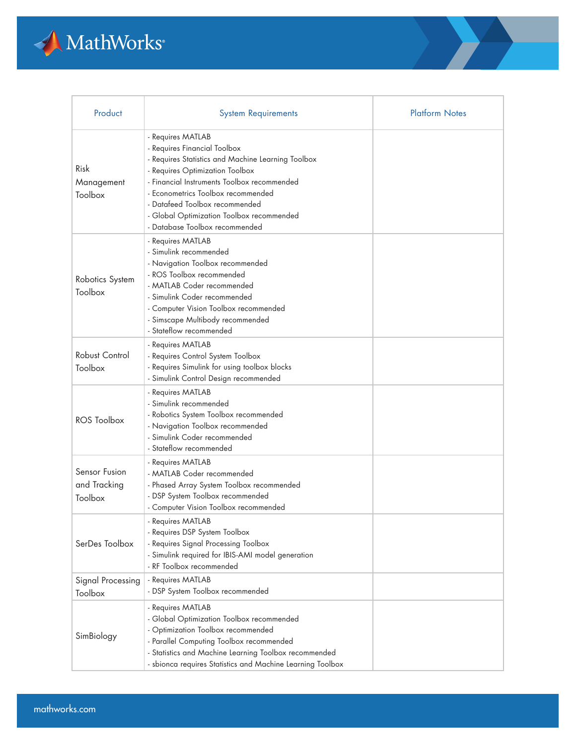| Product | System Requirements | Platform Notes |
|---|---|---|
| Risk Management Toolbox | - Requires MATLAB<br>- Requires Financial Toolbox<br>- Requires Statistics and Machine Learning Toolbox<br>- Requires Optimization Toolbox<br>- Financial Instruments Toolbox recommended<br>- Econometrics Toolbox recommended<br>- Datafeed Toolbox recommended<br>- Global Optimization Toolbox recommended<br>- Database Toolbox recommended | |
| Robotics System Toolbox | - Requires MATLAB<br>- Simulink recommended<br>- Navigation Toolbox recommended<br>- ROS Toolbox recommended<br>- MATLAB Coder recommended<br>- Simulink Coder recommended<br>- Computer Vision Toolbox recommended<br>- Simscape Multibody recommended<br>- Stateflow recommended | |
| Robust Control Toolbox | - Requires MATLAB<br>- Requires Control System Toolbox<br>- Requires Simulink for using toolbox blocks<br>- Simulink Control Design recommended | |
| ROS Toolbox | - Requires MATLAB<br>- Simulink recommended<br>- Robotics System Toolbox recommended<br>- Navigation Toolbox recommended<br>- Simulink Coder recommended<br>- Stateflow recommended | |
| Sensor Fusion and Tracking Toolbox | - Requires MATLAB<br>- MATLAB Coder recommended<br>- Phased Array System Toolbox recommended<br>- DSP System Toolbox recommended<br>- Computer Vision Toolbox recommended | |
| SerDes Toolbox | - Requires MATLAB<br>- Requires DSP System Toolbox<br>- Requires Signal Processing Toolbox<br>- Simulink required for IBIS-AMI model generation<br>- RF Toolbox recommended | |
| Signal Processing Toolbox | - Requires MATLAB<br>- DSP System Toolbox recommended | |
| SimBiology | - Requires MATLAB<br>- Global Optimization Toolbox recommended<br>- Optimization Toolbox recommended<br>- Parallel Computing Toolbox recommended<br>- Statistics and Machine Learning Toolbox recommended<br>- sbionca requires Statistics and Machine Learning Toolbox | |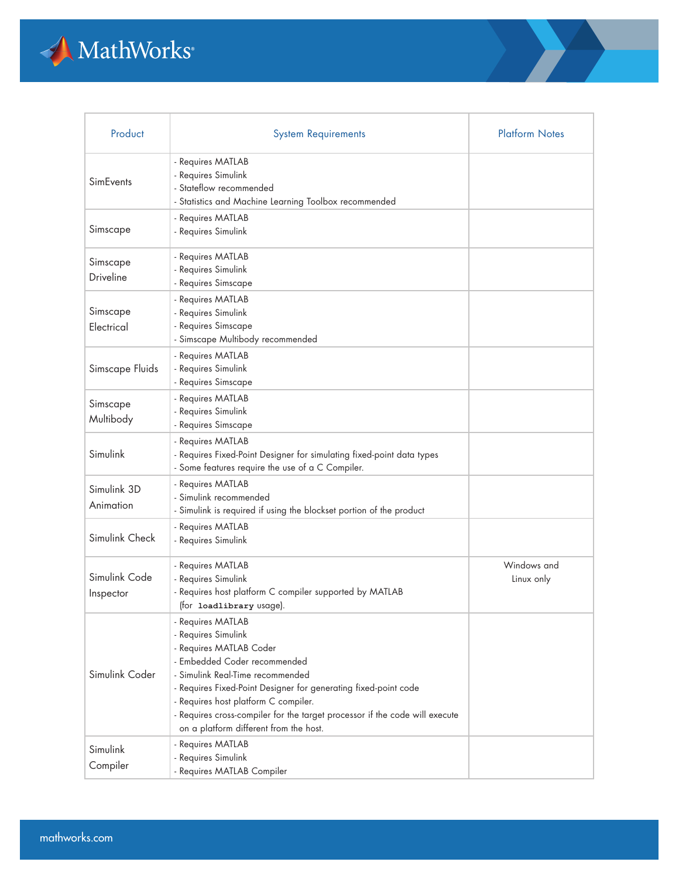| Product | System Requirements | Platform Notes |
|---|---|---|
| SimEvents | - Requires MATLAB<br>- Requires Simulink<br>- Stateflow recommended<br>- Statistics and Machine Learning Toolbox recommended | |
| Simscape | - Requires MATLAB<br>- Requires Simulink | |
| Simscape Driveline | - Requires MATLAB<br>- Requires Simulink<br>- Requires Simscape | |
| Simscape Electrical | - Requires MATLAB<br>- Requires Simulink<br>- Requires Simscape<br>- Simscape Multibody recommended | |
| Simscape Fluids | - Requires MATLAB<br>- Requires Simulink<br>- Requires Simscape | |
| Simscape Multibody | - Requires MATLAB<br>- Requires Simulink<br>- Requires Simscape | |
| Simulink | - Requires MATLAB<br>- Requires Fixed-Point Designer for simulating fixed-point data types<br>- Some features require the use of a C Compiler. | |
| Simulink 3D Animation | - Requires MATLAB<br>- Simulink recommended<br>- Simulink is required if using the blockset portion of the product | |
| Simulink Check | - Requires MATLAB<br>- Requires Simulink | |
| Simulink Code Inspector | - Requires MATLAB<br>- Requires Simulink<br>- Requires host platform C compiler supported by MATLAB (for `loadlibrary` usage). | Windows and Linux only |
| Simulink Coder | - Requires MATLAB<br>- Requires Simulink<br>- Requires MATLAB Coder<br>- Embedded Coder recommended<br>- Simulink Real-Time recommended<br>- Requires Fixed-Point Designer for generating fixed-point code<br>- Requires host platform C compiler.<br>- Requires cross-compiler for the target processor if the code will execute on a platform different from the host. | |
| Simulink Compiler | - Requires MATLAB<br>- Requires Simulink<br>- Requires MATLAB Compiler | |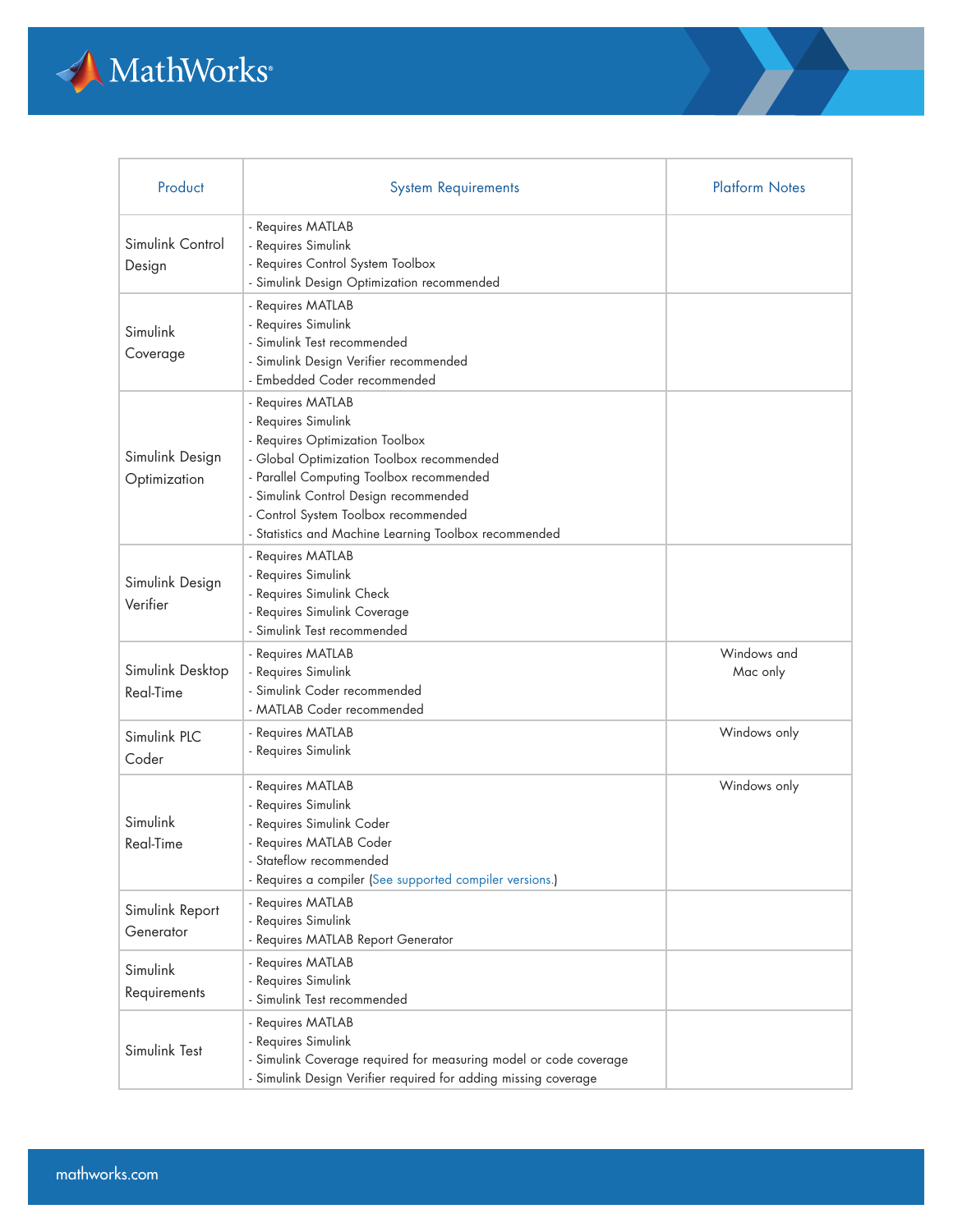| Product | System Requirements | Platform Notes |
|---|---|---|
| Simulink Control Design | - Requires MATLAB<br>- Requires Simulink<br>- Requires Control System Toolbox<br>- Simulink Design Optimization recommended | |
| Simulink Coverage | - Requires MATLAB<br>- Requires Simulink<br>- Simulink Test recommended<br>- Simulink Design Verifier recommended<br>- Embedded Coder recommended | |
| Simulink Design Optimization | - Requires MATLAB<br>- Requires Simulink<br>- Requires Optimization Toolbox<br>- Global Optimization Toolbox recommended<br>- Parallel Computing Toolbox recommended<br>- Simulink Control Design recommended<br>- Control System Toolbox recommended<br>- Statistics and Machine Learning Toolbox recommended | |
| Simulink Design Verifier | - Requires MATLAB<br>- Requires Simulink<br>- Requires Simulink Check<br>- Requires Simulink Coverage<br>- Simulink Test recommended | |
| Simulink Desktop Real-Time | - Requires MATLAB<br>- Requires Simulink<br>- Simulink Coder recommended<br>- MATLAB Coder recommended | Windows and Mac only |
| Simulink PLC Coder | - Requires MATLAB<br>- Requires Simulink | Windows only |
| Simulink Real-Time | - Requires MATLAB<br>- Requires Simulink<br>- Requires Simulink Coder<br>- Requires MATLAB Coder<br>- Stateflow recommended<br>- Requires a compiler (See supported compiler versions.) | Windows only |
| Simulink Report Generator | - Requires MATLAB<br>- Requires Simulink<br>- Requires MATLAB Report Generator | |
| Simulink Requirements | - Requires MATLAB<br>- Requires Simulink<br>- Simulink Test recommended | |
| Simulink Test | - Requires MATLAB<br>- Requires Simulink<br>- Simulink Coverage required for measuring model or code coverage<br>- Simulink Design Verifier required for adding missing coverage | |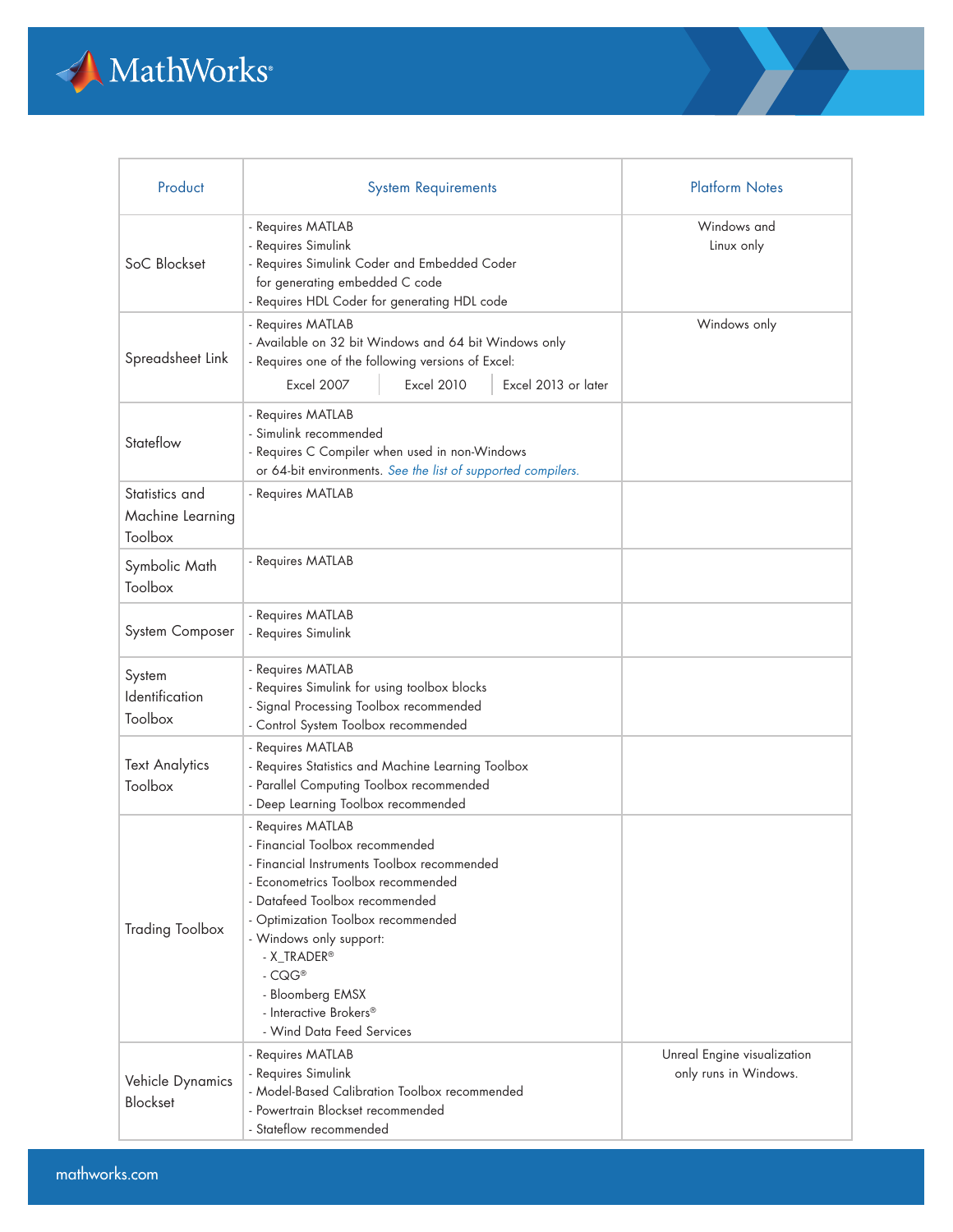| Product | System Requirements | Platform Notes |
|---|---|---|
| SoC Blockset | - Requires MATLAB<br>- Requires Simulink<br>- Requires Simulink Coder and Embedded Coder for generating embedded C code<br>- Requires HDL Coder for generating HDL code | Windows and Linux only |
| Spreadsheet Link | - Requires MATLAB<br>- Available on 32 bit Windows and 64 bit Windows only<br>- Requires one of the following versions of Excel:<br>Excel 2007 \| Excel 2010 \| Excel 2013 or later | Windows only |
| Stateflow | - Requires MATLAB<br>- Simulink recommended<br>- Requires C Compiler when used in non-Windows or 64-bit environments. *See the list of supported compilers.* | |
| Statistics and Machine Learning Toolbox | - Requires MATLAB | |
| Symbolic Math Toolbox | - Requires MATLAB | |
| System Composer | - Requires MATLAB<br>- Requires Simulink | |
| System Identification Toolbox | - Requires MATLAB<br>- Requires Simulink for using toolbox blocks<br>- Signal Processing Toolbox recommended<br>- Control System Toolbox recommended | |
| Text Analytics Toolbox | - Requires MATLAB<br>- Requires Statistics and Machine Learning Toolbox<br>- Parallel Computing Toolbox recommended<br>- Deep Learning Toolbox recommended | |
| Trading Toolbox | - Requires MATLAB<br>- Financial Toolbox recommended<br>- Financial Instruments Toolbox recommended<br>- Econometrics Toolbox recommended<br>- Datafeed Toolbox recommended<br>- Optimization Toolbox recommended<br>- Windows only support:<br>&nbsp;&nbsp;- X_TRADER®<br>&nbsp;&nbsp;- CQG®<br>&nbsp;&nbsp;- Bloomberg EMSX<br>&nbsp;&nbsp;- Interactive Brokers®<br>&nbsp;&nbsp;- Wind Data Feed Services | |
| Vehicle Dynamics Blockset | - Requires MATLAB<br>- Requires Simulink<br>- Model-Based Calibration Toolbox recommended<br>- Powertrain Blockset recommended<br>- Stateflow recommended | Unreal Engine visualization only runs in Windows. |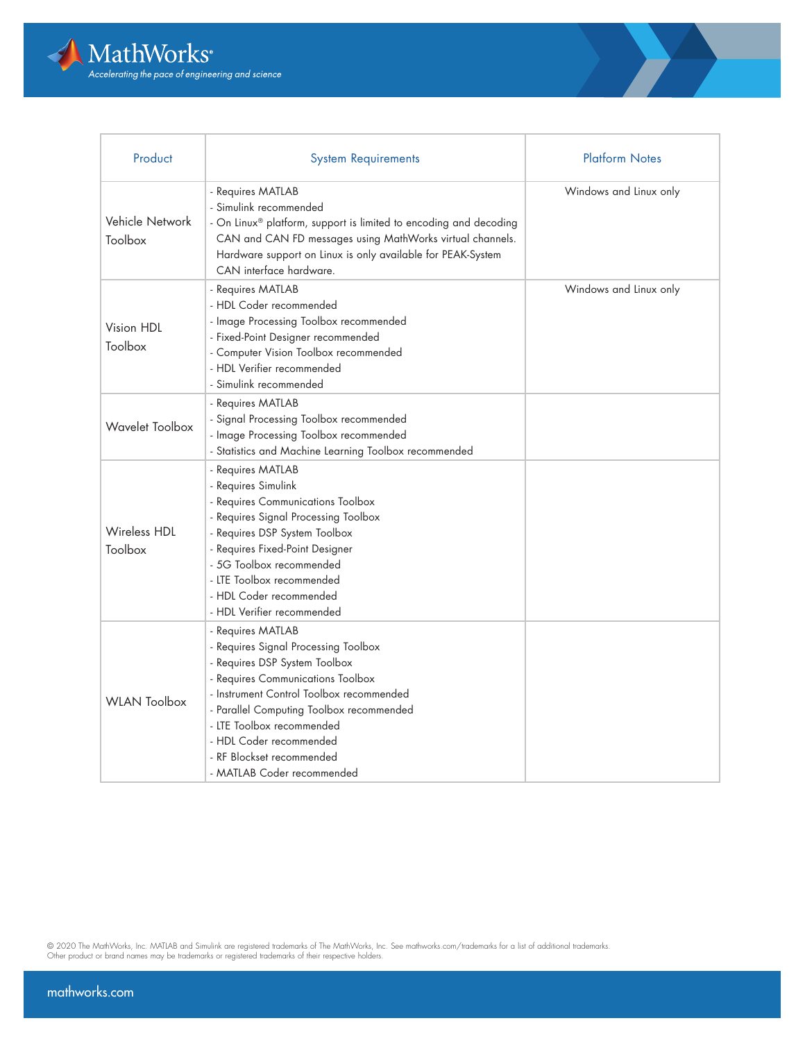| Product | System Requirements | Platform Notes |
|---|---|---|
| Vehicle Network Toolbox | - Requires MATLAB<br>- Simulink recommended<br>- On Linux® platform, support is limited to encoding and decoding CAN and CAN FD messages using MathWorks virtual channels. Hardware support on Linux is only available for PEAK-System CAN interface hardware. | Windows and Linux only |
| Vision HDL Toolbox | - Requires MATLAB<br>- HDL Coder recommended<br>- Image Processing Toolbox recommended<br>- Fixed-Point Designer recommended<br>- Computer Vision Toolbox recommended<br>- HDL Verifier recommended<br>- Simulink recommended | Windows and Linux only |
| Wavelet Toolbox | - Requires MATLAB<br>- Signal Processing Toolbox recommended<br>- Image Processing Toolbox recommended<br>- Statistics and Machine Learning Toolbox recommended | |
| Wireless HDL Toolbox | - Requires MATLAB<br>- Requires Simulink<br>- Requires Communications Toolbox<br>- Requires Signal Processing Toolbox<br>- Requires DSP System Toolbox<br>- Requires Fixed-Point Designer<br>- 5G Toolbox recommended<br>- LTE Toolbox recommended<br>- HDL Coder recommended<br>- HDL Verifier recommended | |
| WLAN Toolbox | - Requires MATLAB<br>- Requires Signal Processing Toolbox<br>- Requires DSP System Toolbox<br>- Requires Communications Toolbox<br>- Instrument Control Toolbox recommended<br>- Parallel Computing Toolbox recommended<br>- LTE Toolbox recommended<br>- HDL Coder recommended<br>- RF Blockset recommended<br>- MATLAB Coder recommended | |

© 2020 The MathWorks, Inc. MATLAB and Simulink are registered trademarks of The MathWorks, Inc. See mathworks.com/trademarks for a list of additional trademarks. Other product or brand names may be trademarks or registered trademarks of their respective holders.

mathworks.com